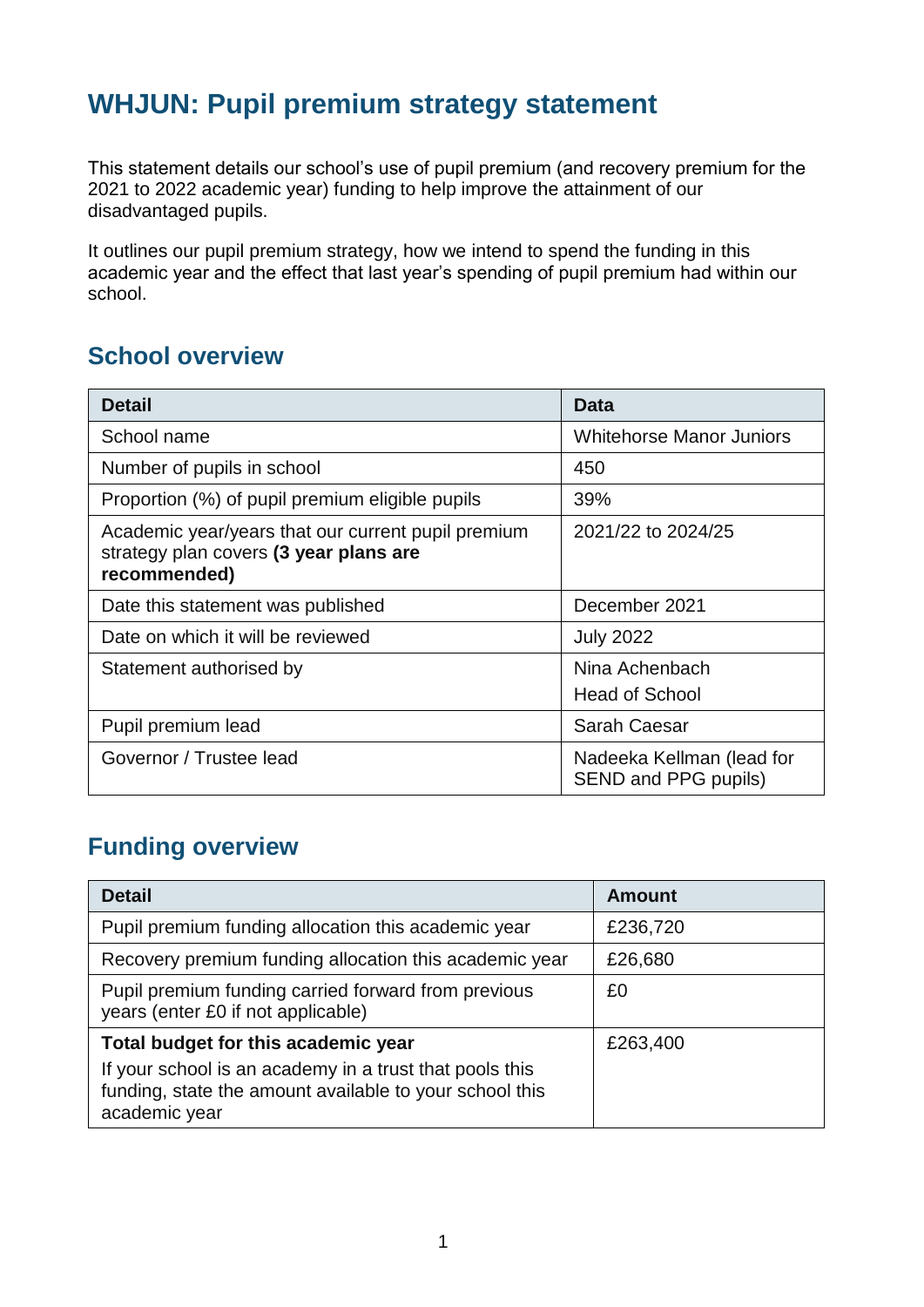# WHJUN: Pupil premium strategy statement

This statement details our school's use of pupil premium (and recovery premium for the 2021 to 2022 academic year) funding to help improve the attainment of our disadvantaged pupils.

It outlines our pupil premium strategy, how we intend to spend the funding in this academic year and the effect that last year's spending of pupil premium had within our school.

## School overview

| Detail | Data |
|---|---|
| School name | Whitehorse Manor Juniors |
| Number of pupils in school | 450 |
| Proportion (%) of pupil premium eligible pupils | 39% |
| Academic year/years that our current pupil premium strategy plan covers **(3 year plans are recommended)** | 2021/22 to 2024/25 |
| Date this statement was published | December 2021 |
| Date on which it will be reviewed | July 2022 |
| Statement authorised by | Nina Achenbach<br>Head of School |
| Pupil premium lead | Sarah Caesar |
| Governor / Trustee lead | Nadeeka Kellman (lead for SEND and PPG pupils) |

## Funding overview

| Detail | Amount |
|---|---|
| Pupil premium funding allocation this academic year | £236,720 |
| Recovery premium funding allocation this academic year | £26,680 |
| Pupil premium funding carried forward from previous years (enter £0 if not applicable) | £0 |
| **Total budget for this academic year**<br>If your school is an academy in a trust that pools this funding, state the amount available to your school this academic year | £263,400 |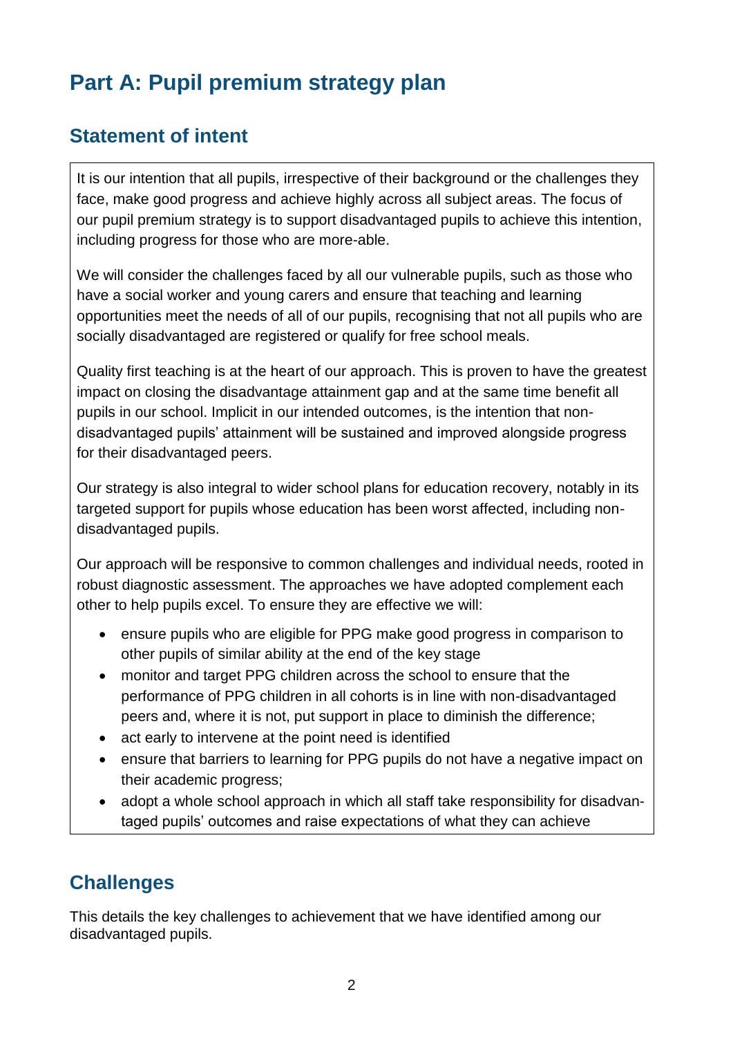# Part A: Pupil premium strategy plan

## Statement of intent

It is our intention that all pupils, irrespective of their background or the challenges they face, make good progress and achieve highly across all subject areas. The focus of our pupil premium strategy is to support disadvantaged pupils to achieve this intention, including progress for those who are more-able.

We will consider the challenges faced by all our vulnerable pupils, such as those who have a social worker and young carers and ensure that teaching and learning opportunities meet the needs of all of our pupils, recognising that not all pupils who are socially disadvantaged are registered or qualify for free school meals.

Quality first teaching is at the heart of our approach. This is proven to have the greatest impact on closing the disadvantage attainment gap and at the same time benefit all pupils in our school. Implicit in our intended outcomes, is the intention that non-disadvantaged pupils' attainment will be sustained and improved alongside progress for their disadvantaged peers.

Our strategy is also integral to wider school plans for education recovery, notably in its targeted support for pupils whose education has been worst affected, including non-disadvantaged pupils.

Our approach will be responsive to common challenges and individual needs, rooted in robust diagnostic assessment. The approaches we have adopted complement each other to help pupils excel. To ensure they are effective we will:

- ensure pupils who are eligible for PPG make good progress in comparison to other pupils of similar ability at the end of the key stage
- monitor and target PPG children across the school to ensure that the performance of PPG children in all cohorts is in line with non-disadvantaged peers and, where it is not, put support in place to diminish the difference;
- act early to intervene at the point need is identified
- ensure that barriers to learning for PPG pupils do not have a negative impact on their academic progress;
- adopt a whole school approach in which all staff take responsibility for disadvantaged pupils' outcomes and raise expectations of what they can achieve

## Challenges

This details the key challenges to achievement that we have identified among our disadvantaged pupils.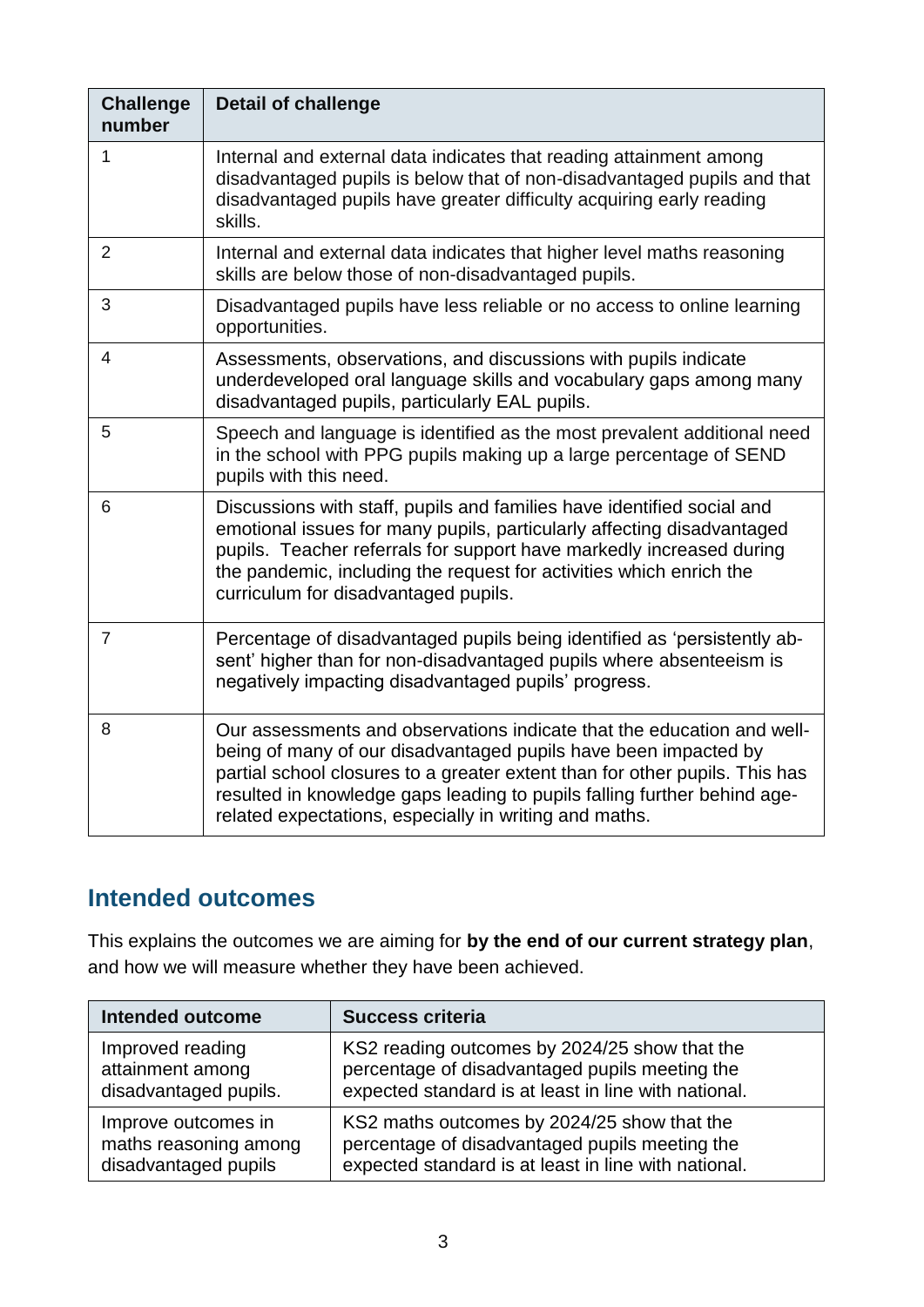| Challenge number | Detail of challenge |
| --- | --- |
| 1 | Internal and external data indicates that reading attainment among disadvantaged pupils is below that of non-disadvantaged pupils and that disadvantaged pupils have greater difficulty acquiring early reading skills. |
| 2 | Internal and external data indicates that higher level maths reasoning skills are below those of non-disadvantaged pupils. |
| 3 | Disadvantaged pupils have less reliable or no access to online learning opportunities. |
| 4 | Assessments, observations, and discussions with pupils indicate underdeveloped oral language skills and vocabulary gaps among many disadvantaged pupils, particularly EAL pupils. |
| 5 | Speech and language is identified as the most prevalent additional need in the school with PPG pupils making up a large percentage of SEND pupils with this need. |
| 6 | Discussions with staff, pupils and families have identified social and emotional issues for many pupils, particularly affecting disadvantaged pupils. Teacher referrals for support have markedly increased during the pandemic, including the request for activities which enrich the curriculum for disadvantaged pupils. |
| 7 | Percentage of disadvantaged pupils being identified as 'persistently absent' higher than for non-disadvantaged pupils where absenteeism is negatively impacting disadvantaged pupils' progress. |
| 8 | Our assessments and observations indicate that the education and well-being of many of our disadvantaged pupils have been impacted by partial school closures to a greater extent than for other pupils. This has resulted in knowledge gaps leading to pupils falling further behind age-related expectations, especially in writing and maths. |

## Intended outcomes

This explains the outcomes we are aiming for **by the end of our current strategy plan**, and how we will measure whether they have been achieved.

| Intended outcome | Success criteria |
| --- | --- |
| Improved reading attainment among disadvantaged pupils. | KS2 reading outcomes by 2024/25 show that the percentage of disadvantaged pupils meeting the expected standard is at least in line with national. |
| Improve outcomes in maths reasoning among disadvantaged pupils | KS2 maths outcomes by 2024/25 show that the percentage of disadvantaged pupils meeting the expected standard is at least in line with national. |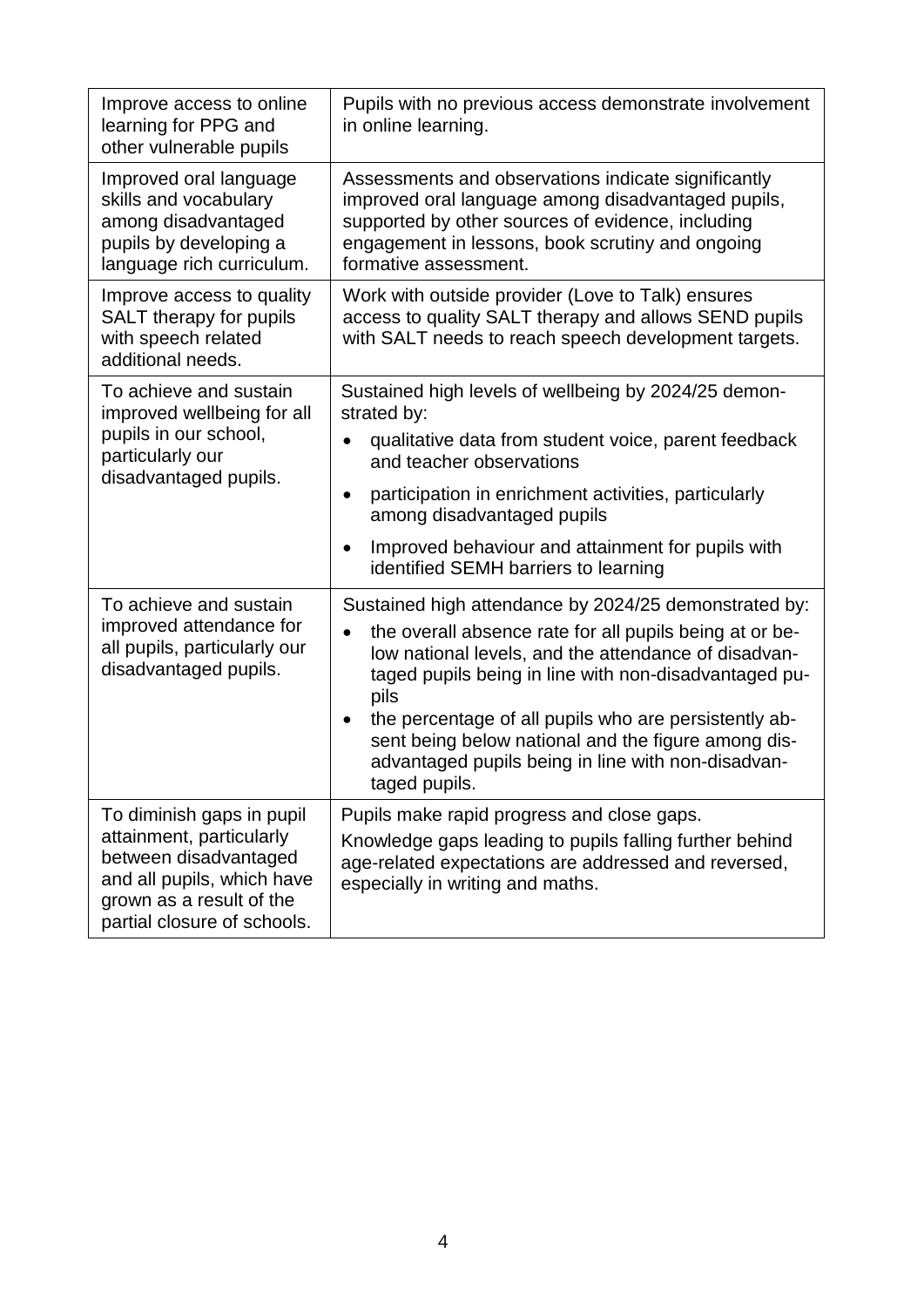| | |
|---|---|
| Improve access to online learning for PPG and other vulnerable pupils | Pupils with no previous access demonstrate involvement in online learning. |
| Improved oral language skills and vocabulary among disadvantaged pupils by developing a language rich curriculum. | Assessments and observations indicate significantly improved oral language among disadvantaged pupils, supported by other sources of evidence, including engagement in lessons, book scrutiny and ongoing formative assessment. |
| Improve access to quality SALT therapy for pupils with speech related additional needs. | Work with outside provider (Love to Talk) ensures access to quality SALT therapy and allows SEND pupils with SALT needs to reach speech development targets. |
| To achieve and sustain improved wellbeing for all pupils in our school, particularly our disadvantaged pupils. | Sustained high levels of wellbeing by 2024/25 demonstrated by:<br>• qualitative data from student voice, parent feedback and teacher observations<br>• participation in enrichment activities, particularly among disadvantaged pupils<br>• Improved behaviour and attainment for pupils with identified SEMH barriers to learning |
| To achieve and sustain improved attendance for all pupils, particularly our disadvantaged pupils. | Sustained high attendance by 2024/25 demonstrated by:<br>• the overall absence rate for all pupils being at or below national levels, and the attendance of disadvantaged pupils being in line with non-disadvantaged pupils<br>• the percentage of all pupils who are persistently absent being below national and the figure among disadvantaged pupils being in line with non-disadvantaged pupils. |
| To diminish gaps in pupil attainment, particularly between disadvantaged and all pupils, which have grown as a result of the partial closure of schools. | Pupils make rapid progress and close gaps.<br>Knowledge gaps leading to pupils falling further behind age-related expectations are addressed and reversed, especially in writing and maths. |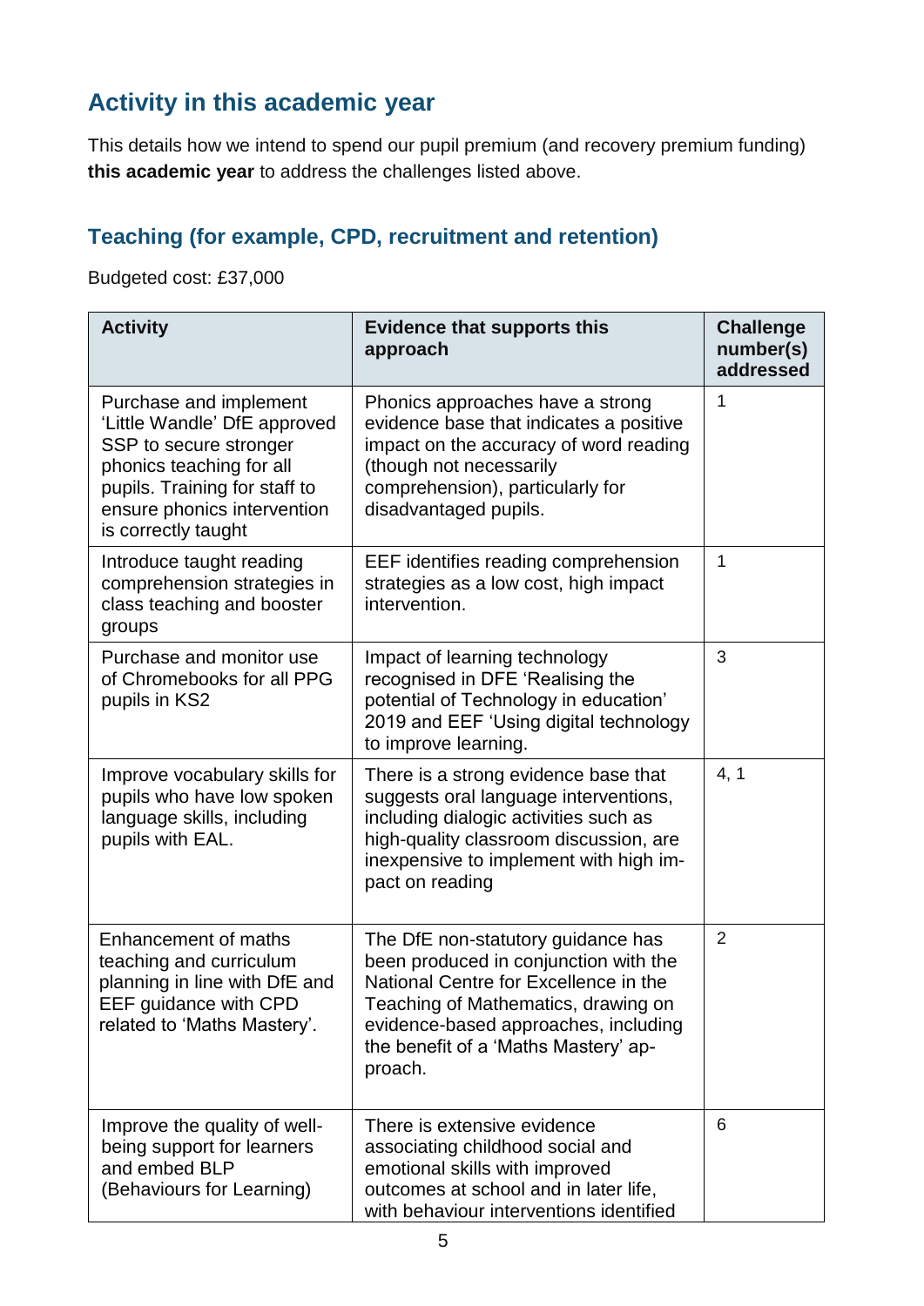## Activity in this academic year

This details how we intend to spend our pupil premium (and recovery premium funding) **this academic year** to address the challenges listed above.

### Teaching (for example, CPD, recruitment and retention)

Budgeted cost: £37,000

| Activity | Evidence that supports this approach | Challenge number(s) addressed |
|---|---|---|
| Purchase and implement 'Little Wandle' DfE approved SSP to secure stronger phonics teaching for all pupils. Training for staff to ensure phonics intervention is correctly taught | Phonics approaches have a strong evidence base that indicates a positive impact on the accuracy of word reading (though not necessarily comprehension), particularly for disadvantaged pupils. | 1 |
| Introduce taught reading comprehension strategies in class teaching and booster groups | EEF identifies reading comprehension strategies as a low cost, high impact intervention. | 1 |
| Purchase and monitor use of Chromebooks for all PPG pupils in KS2 | Impact of learning technology recognised in DFE 'Realising the potential of Technology in education' 2019 and EEF 'Using digital technology to improve learning. | 3 |
| Improve vocabulary skills for pupils who have low spoken language skills, including pupils with EAL. | There is a strong evidence base that suggests oral language interventions, including dialogic activities such as high-quality classroom discussion, are inexpensive to implement with high impact on reading | 4, 1 |
| Enhancement of maths teaching and curriculum planning in line with DfE and EEF guidance with CPD related to 'Maths Mastery'. | The DfE non-statutory guidance has been produced in conjunction with the National Centre for Excellence in the Teaching of Mathematics, drawing on evidence-based approaches, including the benefit of a 'Maths Mastery' approach. | 2 |
| Improve the quality of well-being support for learners and embed BLP (Behaviours for Learning) | There is extensive evidence associating childhood social and emotional skills with improved outcomes at school and in later life, with behaviour interventions identified | 6 |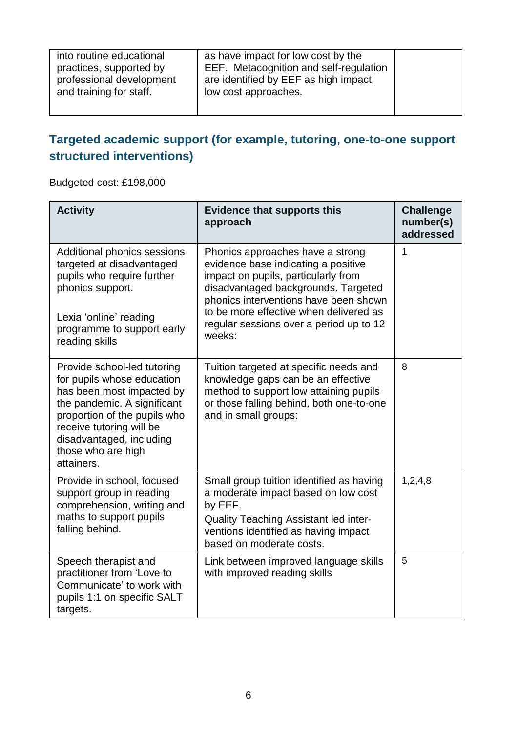| into routine educational practices, supported by professional development and training for staff. | as have impact for low cost by the EEF. Metacognition and self-regulation are identified by EEF as high impact, low cost approaches. | |
|---|---|---|

## Targeted academic support (for example, tutoring, one-to-one support structured interventions)

Budgeted cost: £198,000

| Activity | Evidence that supports this approach | Challenge number(s) addressed |
|---|---|---|
| Additional phonics sessions targeted at disadvantaged pupils who require further phonics support.<br><br>Lexia 'online' reading programme to support early reading skills | Phonics approaches have a strong evidence base indicating a positive impact on pupils, particularly from disadvantaged backgrounds. Targeted phonics interventions have been shown to be more effective when delivered as regular sessions over a period up to 12 weeks: | 1 |
| Provide school-led tutoring for pupils whose education has been most impacted by the pandemic. A significant proportion of the pupils who receive tutoring will be disadvantaged, including those who are high attainers. | Tuition targeted at specific needs and knowledge gaps can be an effective method to support low attaining pupils or those falling behind, both one-to-one and in small groups: | 8 |
| Provide in school, focused support group in reading comprehension, writing and maths to support pupils falling behind. | Small group tuition identified as having a moderate impact based on low cost by EEF.<br>Quality Teaching Assistant led inter-ventions identified as having impact based on moderate costs. | 1,2,4,8 |
| Speech therapist and practitioner from 'Love to Communicate' to work with pupils 1:1 on specific SALT targets. | Link between improved language skills with improved reading skills | 5 |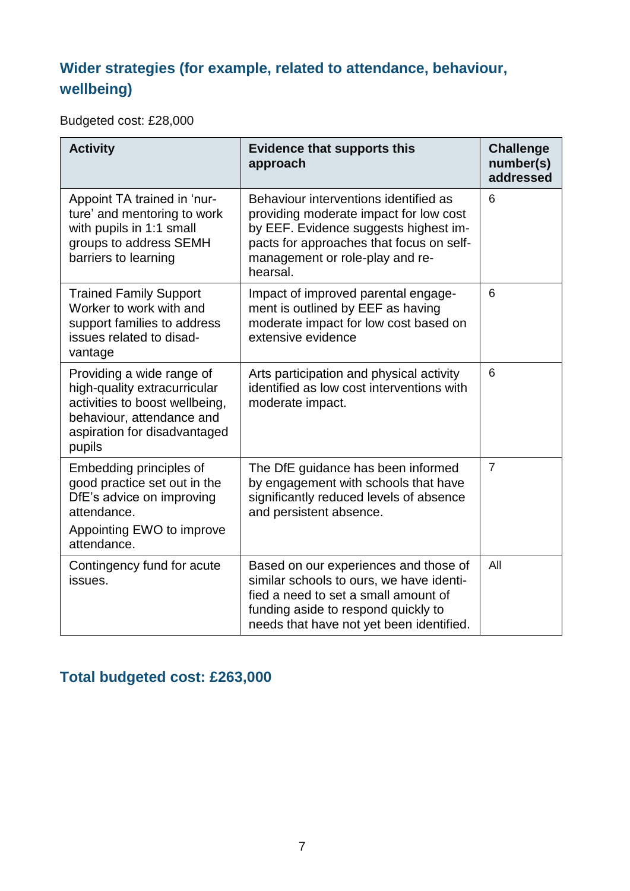## Wider strategies (for example, related to attendance, behaviour, wellbeing)

Budgeted cost: £28,000

| Activity | Evidence that supports this approach | Challenge number(s) addressed |
| --- | --- | --- |
| Appoint TA trained in 'nurture' and mentoring to work with pupils in 1:1 small groups to address SEMH barriers to learning | Behaviour interventions identified as providing moderate impact for low cost by EEF. Evidence suggests highest impacts for approaches that focus on self-management or role-play and rehearsal. | 6 |
| Trained Family Support Worker to work with and support families to address issues related to disadvantage | Impact of improved parental engagement is outlined by EEF as having moderate impact for low cost based on extensive evidence | 6 |
| Providing a wide range of high-quality extracurricular activities to boost wellbeing, behaviour, attendance and aspiration for disadvantaged pupils | Arts participation and physical activity identified as low cost interventions with moderate impact. | 6 |
| Embedding principles of good practice set out in the DfE's advice on improving attendance.<br>Appointing EWO to improve attendance. | The DfE guidance has been informed by engagement with schools that have significantly reduced levels of absence and persistent absence. | 7 |
| Contingency fund for acute issues. | Based on our experiences and those of similar schools to ours, we have identified a need to set a small amount of funding aside to respond quickly to needs that have not yet been identified. | All |

## Total budgeted cost: £263,000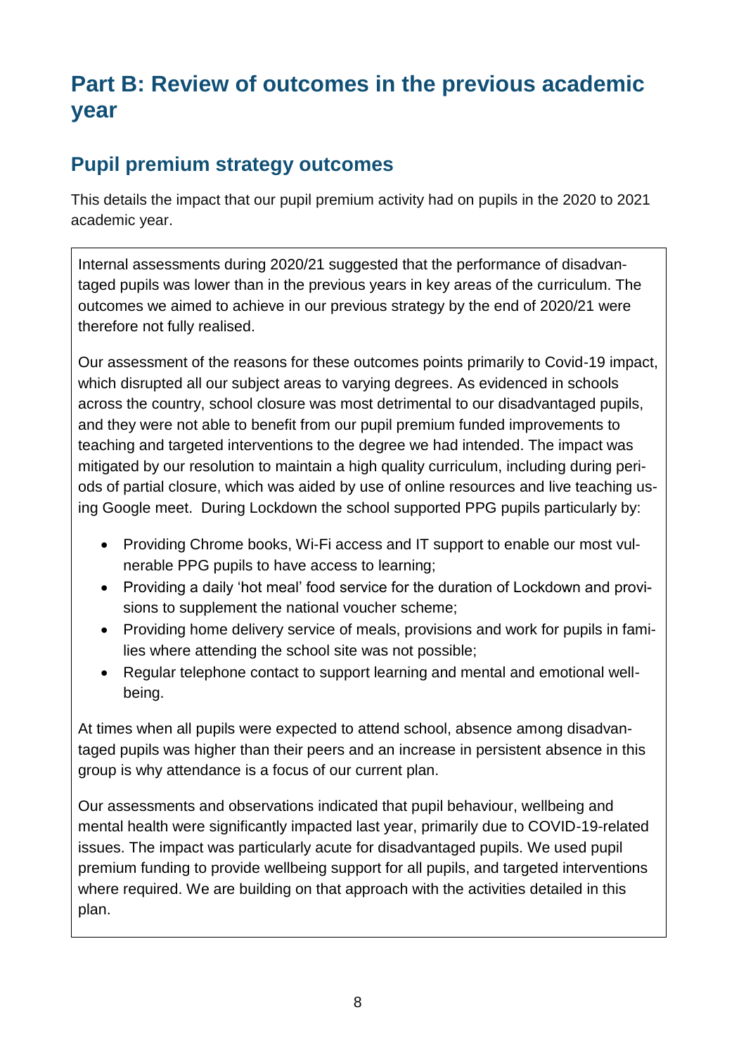# Part B: Review of outcomes in the previous academic year

## Pupil premium strategy outcomes

This details the impact that our pupil premium activity had on pupils in the 2020 to 2021 academic year.

Internal assessments during 2020/21 suggested that the performance of disadvantaged pupils was lower than in the previous years in key areas of the curriculum. The outcomes we aimed to achieve in our previous strategy by the end of 2020/21 were therefore not fully realised.

Our assessment of the reasons for these outcomes points primarily to Covid-19 impact, which disrupted all our subject areas to varying degrees. As evidenced in schools across the country, school closure was most detrimental to our disadvantaged pupils, and they were not able to benefit from our pupil premium funded improvements to teaching and targeted interventions to the degree we had intended. The impact was mitigated by our resolution to maintain a high quality curriculum, including during periods of partial closure, which was aided by use of online resources and live teaching using Google meet. During Lockdown the school supported PPG pupils particularly by:

- Providing Chrome books, Wi-Fi access and IT support to enable our most vulnerable PPG pupils to have access to learning;
- Providing a daily 'hot meal' food service for the duration of Lockdown and provisions to supplement the national voucher scheme;
- Providing home delivery service of meals, provisions and work for pupils in families where attending the school site was not possible;
- Regular telephone contact to support learning and mental and emotional well-being.

At times when all pupils were expected to attend school, absence among disadvantaged pupils was higher than their peers and an increase in persistent absence in this group is why attendance is a focus of our current plan.

Our assessments and observations indicated that pupil behaviour, wellbeing and mental health were significantly impacted last year, primarily due to COVID-19-related issues. The impact was particularly acute for disadvantaged pupils. We used pupil premium funding to provide wellbeing support for all pupils, and targeted interventions where required. We are building on that approach with the activities detailed in this plan.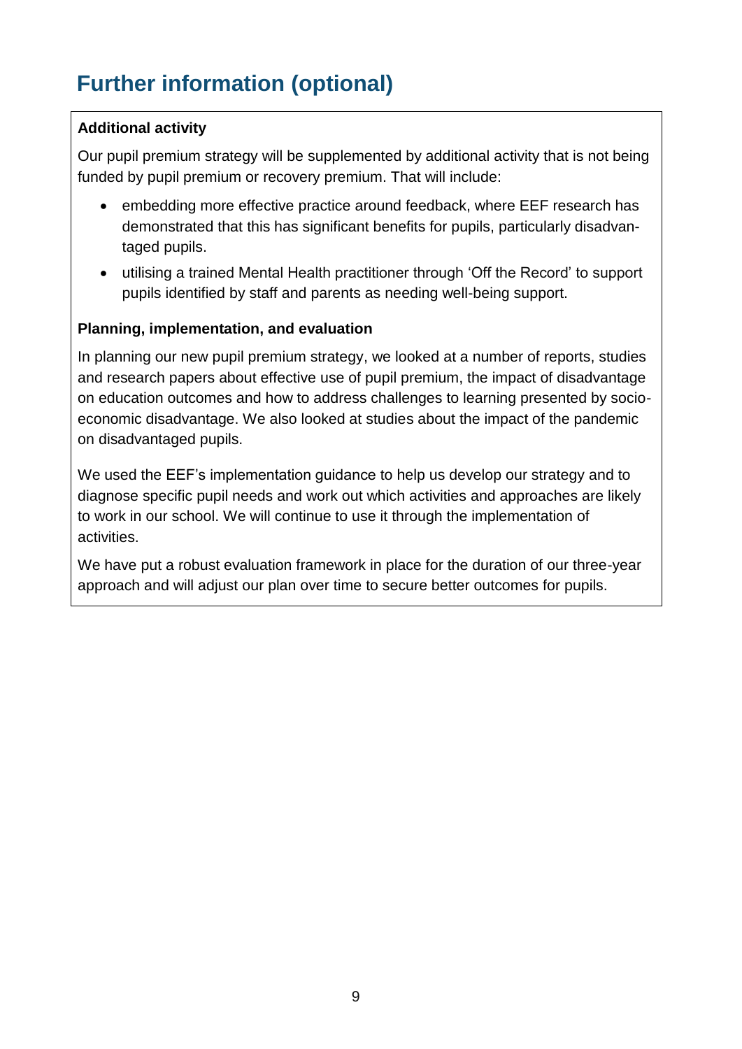# Further information (optional)

**Additional activity**

Our pupil premium strategy will be supplemented by additional activity that is not being funded by pupil premium or recovery premium. That will include:

- embedding more effective practice around feedback, where EEF research has demonstrated that this has significant benefits for pupils, particularly disadvantaged pupils.
- utilising a trained Mental Health practitioner through 'Off the Record' to support pupils identified by staff and parents as needing well-being support.

**Planning, implementation, and evaluation**

In planning our new pupil premium strategy, we looked at a number of reports, studies and research papers about effective use of pupil premium, the impact of disadvantage on education outcomes and how to address challenges to learning presented by socio-economic disadvantage. We also looked at studies about the impact of the pandemic on disadvantaged pupils.

We used the EEF's implementation guidance to help us develop our strategy and to diagnose specific pupil needs and work out which activities and approaches are likely to work in our school. We will continue to use it through the implementation of activities.

We have put a robust evaluation framework in place for the duration of our three-year approach and will adjust our plan over time to secure better outcomes for pupils.